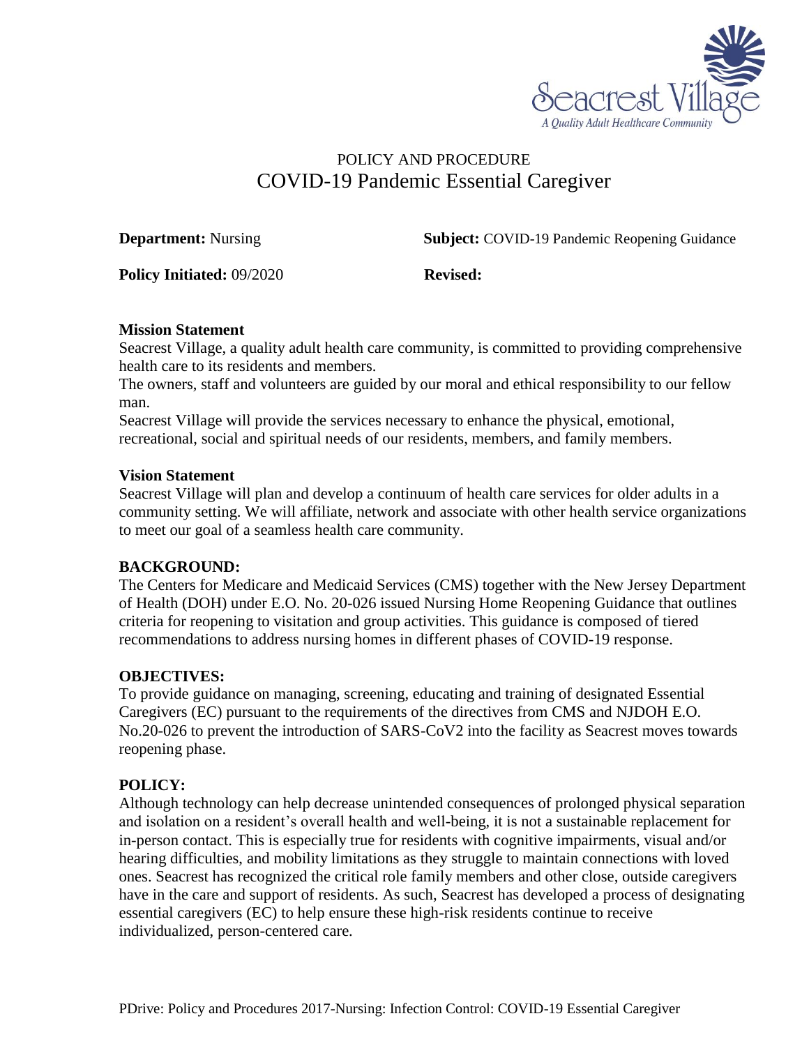Seacrest Village

*A Quality Adult Healthcare Community*

# POLICY AND PROCEDURE
# COVID-19 Pandemic Essential Caregiver

**Department:** Nursing **Subject:** COVID-19 Pandemic Reopening Guidance

**Policy Initiated:** 09/2020 **Revised:**

**Mission Statement**

Seacrest Village, a quality adult health care community, is committed to providing comprehensive health care to its residents and members.

The owners, staff and volunteers are guided by our moral and ethical responsibility to our fellow man.

Seacrest Village will provide the services necessary to enhance the physical, emotional, recreational, social and spiritual needs of our residents, members, and family members.

**Vision Statement**

Seacrest Village will plan and develop a continuum of health care services for older adults in a community setting. We will affiliate, network and associate with other health service organizations to meet our goal of a seamless health care community.

**BACKGROUND:**

The Centers for Medicare and Medicaid Services (CMS) together with the New Jersey Department of Health (DOH) under E.O. No. 20-026 issued Nursing Home Reopening Guidance that outlines criteria for reopening to visitation and group activities. This guidance is composed of tiered recommendations to address nursing homes in different phases of COVID-19 response.

**OBJECTIVES:**

To provide guidance on managing, screening, educating and training of designated Essential Caregivers (EC) pursuant to the requirements of the directives from CMS and NJDOH E.O. No.20-026 to prevent the introduction of SARS-CoV2 into the facility as Seacrest moves towards reopening phase.

**POLICY:**

Although technology can help decrease unintended consequences of prolonged physical separation and isolation on a resident's overall health and well-being, it is not a sustainable replacement for in-person contact. This is especially true for residents with cognitive impairments, visual and/or hearing difficulties, and mobility limitations as they struggle to maintain connections with loved ones. Seacrest has recognized the critical role family members and other close, outside caregivers have in the care and support of residents. As such, Seacrest has developed a process of designating essential caregivers (EC) to help ensure these high-risk residents continue to receive individualized, person-centered care.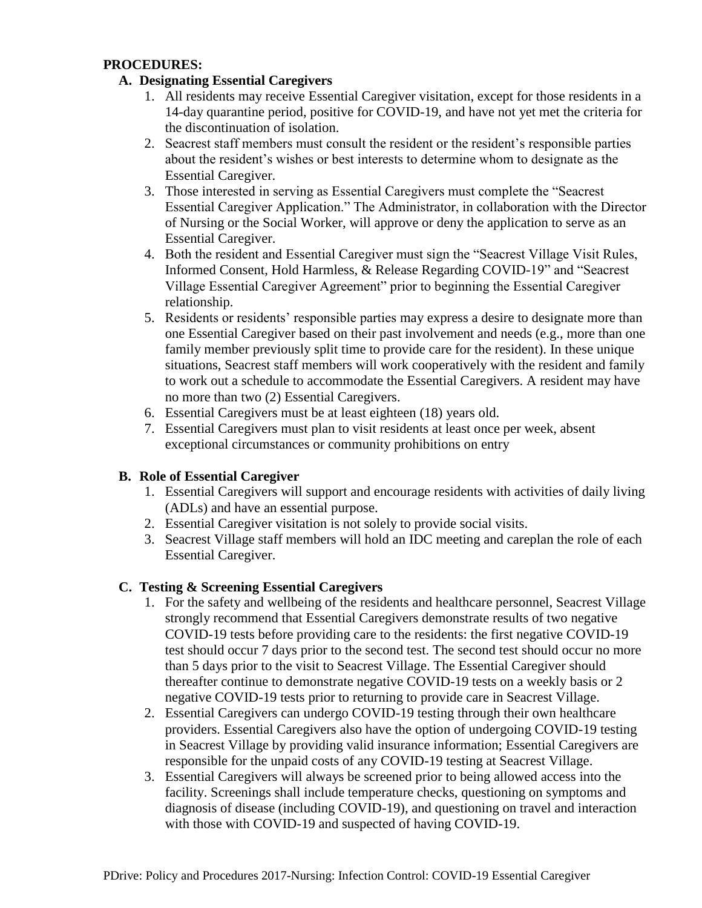**PROCEDURES:**

**A. Designating Essential Caregivers**

1. All residents may receive Essential Caregiver visitation, except for those residents in a 14-day quarantine period, positive for COVID-19, and have not yet met the criteria for the discontinuation of isolation.
2. Seacrest staff members must consult the resident or the resident's responsible parties about the resident's wishes or best interests to determine whom to designate as the Essential Caregiver.
3. Those interested in serving as Essential Caregivers must complete the "Seacrest Essential Caregiver Application." The Administrator, in collaboration with the Director of Nursing or the Social Worker, will approve or deny the application to serve as an Essential Caregiver.
4. Both the resident and Essential Caregiver must sign the "Seacrest Village Visit Rules, Informed Consent, Hold Harmless, & Release Regarding COVID-19" and "Seacrest Village Essential Caregiver Agreement" prior to beginning the Essential Caregiver relationship.
5. Residents or residents' responsible parties may express a desire to designate more than one Essential Caregiver based on their past involvement and needs (e.g., more than one family member previously split time to provide care for the resident). In these unique situations, Seacrest staff members will work cooperatively with the resident and family to work out a schedule to accommodate the Essential Caregivers. A resident may have no more than two (2) Essential Caregivers.
6. Essential Caregivers must be at least eighteen (18) years old.
7. Essential Caregivers must plan to visit residents at least once per week, absent exceptional circumstances or community prohibitions on entry

**B. Role of Essential Caregiver**

1. Essential Caregivers will support and encourage residents with activities of daily living (ADLs) and have an essential purpose.
2. Essential Caregiver visitation is not solely to provide social visits.
3. Seacrest Village staff members will hold an IDC meeting and careplan the role of each Essential Caregiver.

**C. Testing & Screening Essential Caregivers**

1. For the safety and wellbeing of the residents and healthcare personnel, Seacrest Village strongly recommend that Essential Caregivers demonstrate results of two negative COVID-19 tests before providing care to the residents: the first negative COVID-19 test should occur 7 days prior to the second test. The second test should occur no more than 5 days prior to the visit to Seacrest Village. The Essential Caregiver should thereafter continue to demonstrate negative COVID-19 tests on a weekly basis or 2 negative COVID-19 tests prior to returning to provide care in Seacrest Village.
2. Essential Caregivers can undergo COVID-19 testing through their own healthcare providers. Essential Caregivers also have the option of undergoing COVID-19 testing in Seacrest Village by providing valid insurance information; Essential Caregivers are responsible for the unpaid costs of any COVID-19 testing at Seacrest Village.
3. Essential Caregivers will always be screened prior to being allowed access into the facility. Screenings shall include temperature checks, questioning on symptoms and diagnosis of disease (including COVID-19), and questioning on travel and interaction with those with COVID-19 and suspected of having COVID-19.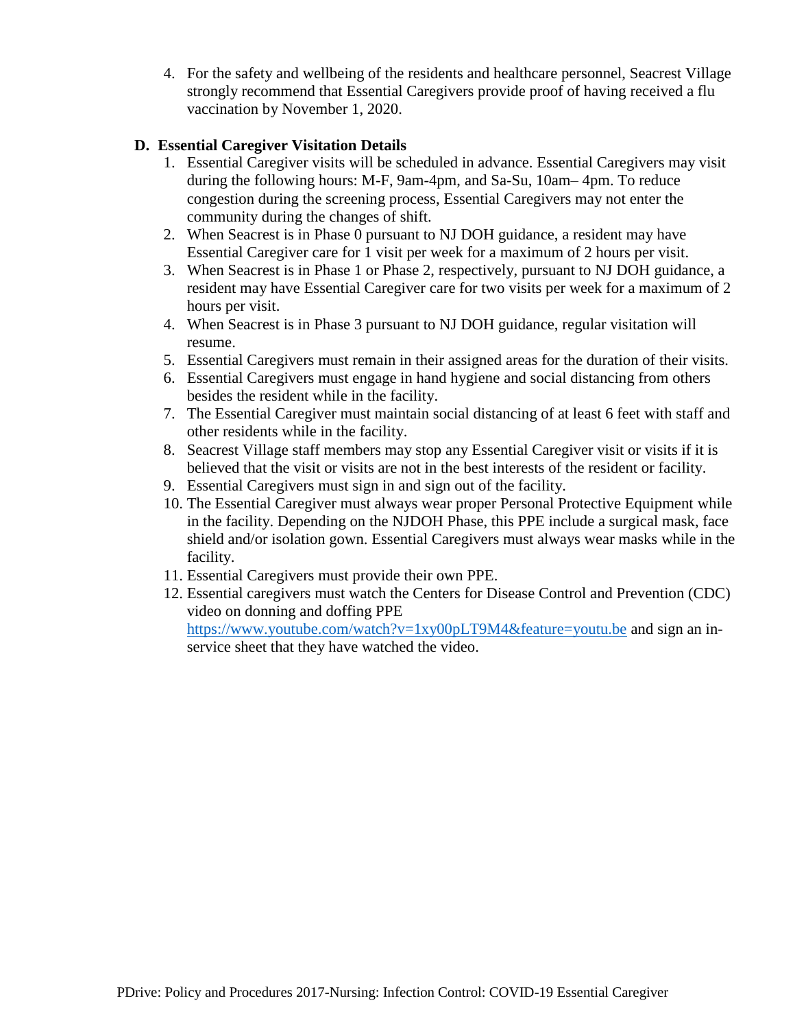4. For the safety and wellbeing of the residents and healthcare personnel, Seacrest Village strongly recommend that Essential Caregivers provide proof of having received a flu vaccination by November 1, 2020.

**D. Essential Caregiver Visitation Details**

1. Essential Caregiver visits will be scheduled in advance. Essential Caregivers may visit during the following hours: M-F, 9am-4pm, and Sa-Su, 10am– 4pm. To reduce congestion during the screening process, Essential Caregivers may not enter the community during the changes of shift.
2. When Seacrest is in Phase 0 pursuant to NJ DOH guidance, a resident may have Essential Caregiver care for 1 visit per week for a maximum of 2 hours per visit.
3. When Seacrest is in Phase 1 or Phase 2, respectively, pursuant to NJ DOH guidance, a resident may have Essential Caregiver care for two visits per week for a maximum of 2 hours per visit.
4. When Seacrest is in Phase 3 pursuant to NJ DOH guidance, regular visitation will resume.
5. Essential Caregivers must remain in their assigned areas for the duration of their visits.
6. Essential Caregivers must engage in hand hygiene and social distancing from others besides the resident while in the facility.
7. The Essential Caregiver must maintain social distancing of at least 6 feet with staff and other residents while in the facility.
8. Seacrest Village staff members may stop any Essential Caregiver visit or visits if it is believed that the visit or visits are not in the best interests of the resident or facility.
9. Essential Caregivers must sign in and sign out of the facility.
10. The Essential Caregiver must always wear proper Personal Protective Equipment while in the facility. Depending on the NJDOH Phase, this PPE include a surgical mask, face shield and/or isolation gown. Essential Caregivers must always wear masks while in the facility.
11. Essential Caregivers must provide their own PPE.
12. Essential caregivers must watch the Centers for Disease Control and Prevention (CDC) video on donning and doffing PPE https://www.youtube.com/watch?v=1xy00pLT9M4&feature=youtu.be and sign an in-service sheet that they have watched the video.